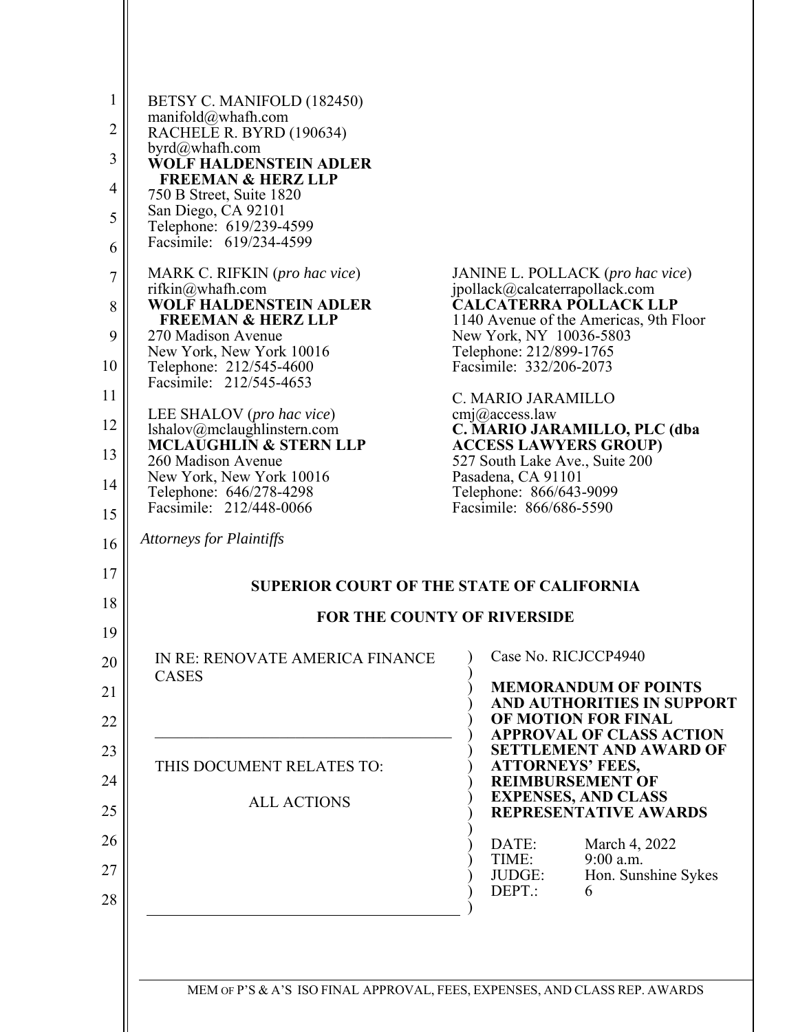BETSY C. MANIFOLD (182450)
manifold@whafh.com
RACHELE R. BYRD (190634)
byrd@whafh.com
**WOLF HALDENSTEIN ADLER FREEMAN & HERZ LLP**
750 B Street, Suite 1820
San Diego, CA 92101
Telephone: 619/239-4599
Facsimile: 619/234-4599

MARK C. RIFKIN (*pro hac vice*)
rifkin@whafh.com
**WOLF HALDENSTEIN ADLER FREEMAN & HERZ LLP**
270 Madison Avenue
New York, New York 10016
Telephone: 212/545-4600
Facsimile: 212/545-4653

LEE SHALOV (*pro hac vice*)
lshalov@mclaughlinstern.com
**MCLAUGHLIN & STERN LLP**
260 Madison Avenue
New York, New York 10016
Telephone: 646/278-4298
Facsimile: 212/448-0066

JANINE L. POLLACK (*pro hac vice*)
jpollack@calcaterrapollack.com
**CALCATERRA POLLACK LLP**
1140 Avenue of the Americas, 9th Floor
New York, NY 10036-5803
Telephone: 212/899-1765
Facsimile: 332/206-2073

C. MARIO JARAMILLO
cmj@access.law
**C. MARIO JARAMILLO, PLC (dba ACCESS LAWYERS GROUP)**
527 South Lake Ave., Suite 200
Pasadena, CA 91101
Telephone: 866/643-9099
Facsimile: 866/686-5590

*Attorneys for Plaintiffs*

**SUPERIOR COURT OF THE STATE OF CALIFORNIA**

**FOR THE COUNTY OF RIVERSIDE**

IN RE: RENOVATE AMERICA FINANCE CASES

THIS DOCUMENT RELATES TO:

ALL ACTIONS

Case No. RICJCCP4940

**MEMORANDUM OF POINTS AND AUTHORITIES IN SUPPORT OF MOTION FOR FINAL APPROVAL OF CLASS ACTION SETTLEMENT AND AWARD OF ATTORNEYS' FEES, REIMBURSEMENT OF EXPENSES, AND CLASS REPRESENTATIVE AWARDS**

DATE: March 4, 2022
TIME: 9:00 a.m.
JUDGE: Hon. Sunshine Sykes
DEPT.: 6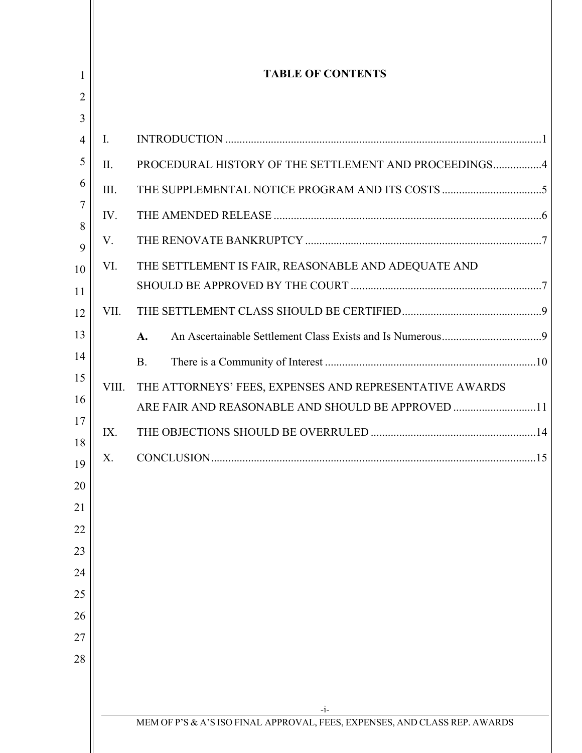# TABLE OF CONTENTS

I. INTRODUCTION ....................................................................................................... 1

II. PROCEDURAL HISTORY OF THE SETTLEMENT AND PROCEEDINGS ................. 4

III. THE SUPPLEMENTAL NOTICE PROGRAM AND ITS COSTS ................................... 5

IV. THE AMENDED RELEASE ........................................................................................ 6

V. THE RENOVATE BANKRUPTCY ............................................................................... 7

VI. THE SETTLEMENT IS FAIR, REASONABLE AND ADEQUATE AND SHOULD BE APPROVED BY THE COURT ............................................................ 7

VII. THE SETTLEMENT CLASS SHOULD BE CERTIFIED ................................................ 9

&nbsp;&nbsp;&nbsp;&nbsp;**A.** An Ascertainable Settlement Class Exists and Is Numerous ................................... 9

&nbsp;&nbsp;&nbsp;&nbsp;B. There is a Community of Interest ............................................................................ 10

VIII. THE ATTORNEYS' FEES, EXPENSES AND REPRESENTATIVE AWARDS ARE FAIR AND REASONABLE AND SHOULD BE APPROVED ............................ 11

IX. THE OBJECTIONS SHOULD BE OVERRULED ......................................................... 14

X. CONCLUSION .......................................................................................................... 15

MEM OF P'S & A'S ISO FINAL APPROVAL, FEES, EXPENSES, AND CLASS REP. AWARDS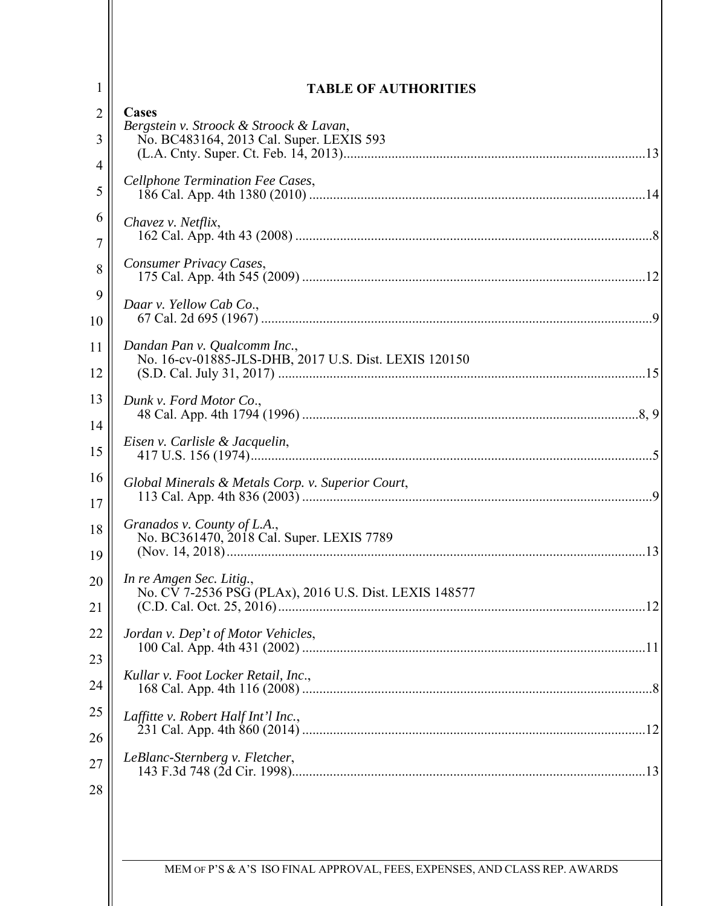# TABLE OF AUTHORITIES

**Cases**

*Bergstein v. Stroock & Stroock & Lavan*,
No. BC483164, 2013 Cal. Super. LEXIS 593
(L.A. Cnty. Super. Ct. Feb. 14, 2013) ....................................................................................13

*Cellphone Termination Fee Cases*,
186 Cal. App. 4th 1380 (2010) ...............................................................................................14

*Chavez v. Netflix*,
162 Cal. App. 4th 43 (2008) .....................................................................................................8

*Consumer Privacy Cases*,
175 Cal. App. 4th 545 (2009) .................................................................................................12

*Daar v. Yellow Cab Co.*,
67 Cal. 2d 695 (1967) ...............................................................................................................9

*Dandan Pan v. Qualcomm Inc.*,
No. 16-cv-01885-JLS-DHB, 2017 U.S. Dist. LEXIS 120150
(S.D. Cal. July 31, 2017) ........................................................................................................15

*Dunk v. Ford Motor Co.*,
48 Cal. App. 4th 1794 (1996) ...............................................................................................8, 9

*Eisen v. Carlisle & Jacquelin*,
417 U.S. 156 (1974) ..................................................................................................................5

*Global Minerals & Metals Corp. v. Superior Court*,
113 Cal. App. 4th 836 (2003) ...................................................................................................9

*Granados v. County of L.A.*,
No. BC361470, 2018 Cal. Super. LEXIS 7789
(Nov. 14, 2018) .......................................................................................................................13

*In re Amgen Sec. Litig.*,
No. CV 7-2536 PSG (PLAx), 2016 U.S. Dist. LEXIS 148577
(C.D. Cal. Oct. 25, 2016) ........................................................................................................12

*Jordan v. Dep't of Motor Vehicles*,
100 Cal. App. 4th 431 (2002) .................................................................................................11

*Kullar v. Foot Locker Retail, Inc.*,
168 Cal. App. 4th 116 (2008) ...................................................................................................8

*Laffitte v. Robert Half Int'l Inc.*,
231 Cal. App. 4th 860 (2014) .................................................................................................12

*LeBlanc-Sternberg v. Fletcher*,
143 F.3d 748 (2d Cir. 1998) ....................................................................................................13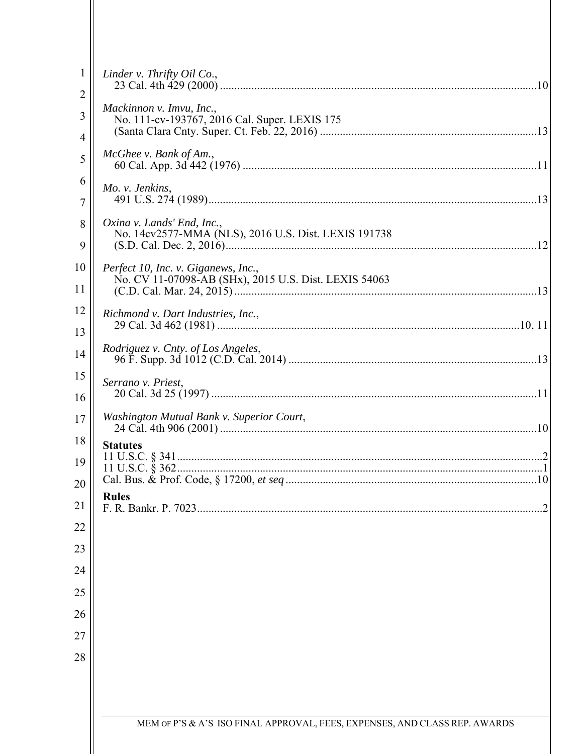*Linder v. Thrifty Oil Co.*,
23 Cal. 4th 429 (2000) .....10

*Mackinnon v. Imvu, Inc.*,
No. 111-cv-193767, 2016 Cal. Super. LEXIS 175
(Santa Clara Cnty. Super. Ct. Feb. 22, 2016) .....13

*McGhee v. Bank of Am.*,
60 Cal. App. 3d 442 (1976) .....11

*Mo. v. Jenkins*,
491 U.S. 274 (1989).....13

*Oxina v. Lands' End, Inc.*,
No. 14cv2577-MMA (NLS), 2016 U.S. Dist. LEXIS 191738
(S.D. Cal. Dec. 2, 2016).....12

*Perfect 10, Inc. v. Giganews, Inc.*,
No. CV 11-07098-AB (SHx), 2015 U.S. Dist. LEXIS 54063
(C.D. Cal. Mar. 24, 2015).....13

*Richmond v. Dart Industries, Inc.*,
29 Cal. 3d 462 (1981) .....10, 11

*Rodriguez v. Cnty. of Los Angeles*,
96 F. Supp. 3d 1012 (C.D. Cal. 2014) .....13

*Serrano v. Priest*,
20 Cal. 3d 25 (1997) .....11

*Washington Mutual Bank v. Superior Court*,
24 Cal. 4th 906 (2001) .....10

**Statutes**

11 U.S.C. § 341.....2
11 U.S.C. § 362.....1
Cal. Bus. & Prof. Code, § 17200, *et seq* .....10

**Rules**

F. R. Bankr. P. 7023.....2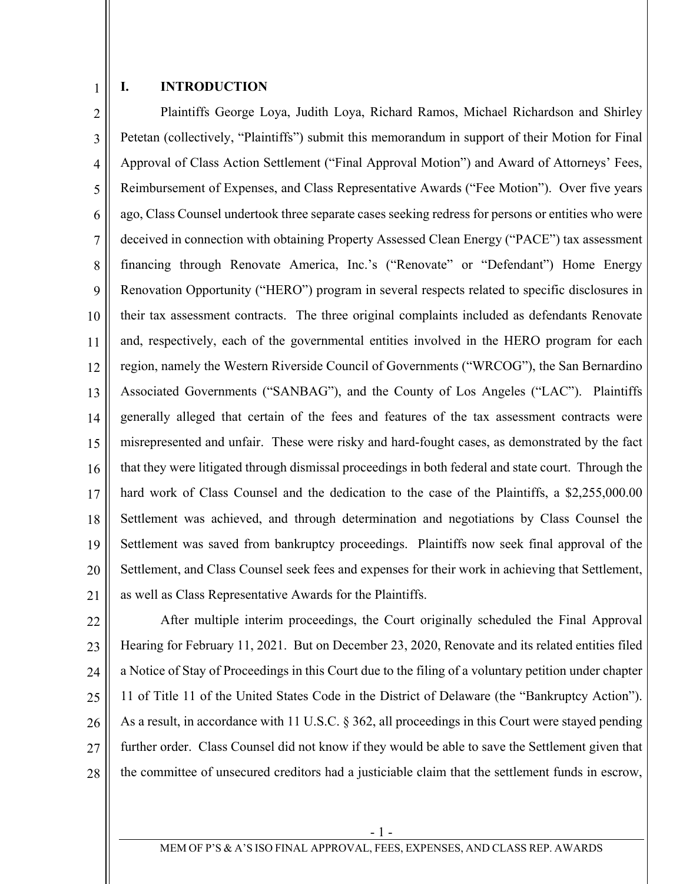## I. INTRODUCTION

Plaintiffs George Loya, Judith Loya, Richard Ramos, Michael Richardson and Shirley Petetan (collectively, "Plaintiffs") submit this memorandum in support of their Motion for Final Approval of Class Action Settlement ("Final Approval Motion") and Award of Attorneys' Fees, Reimbursement of Expenses, and Class Representative Awards ("Fee Motion"). Over five years ago, Class Counsel undertook three separate cases seeking redress for persons or entities who were deceived in connection with obtaining Property Assessed Clean Energy ("PACE") tax assessment financing through Renovate America, Inc.'s ("Renovate" or "Defendant") Home Energy Renovation Opportunity ("HERO") program in several respects related to specific disclosures in their tax assessment contracts. The three original complaints included as defendants Renovate and, respectively, each of the governmental entities involved in the HERO program for each region, namely the Western Riverside Council of Governments ("WRCOG"), the San Bernardino Associated Governments ("SANBAG"), and the County of Los Angeles ("LAC"). Plaintiffs generally alleged that certain of the fees and features of the tax assessment contracts were misrepresented and unfair. These were risky and hard-fought cases, as demonstrated by the fact that they were litigated through dismissal proceedings in both federal and state court. Through the hard work of Class Counsel and the dedication to the case of the Plaintiffs, a $2,255,000.00 Settlement was achieved, and through determination and negotiations by Class Counsel the Settlement was saved from bankruptcy proceedings. Plaintiffs now seek final approval of the Settlement, and Class Counsel seek fees and expenses for their work in achieving that Settlement, as well as Class Representative Awards for the Plaintiffs.

After multiple interim proceedings, the Court originally scheduled the Final Approval Hearing for February 11, 2021. But on December 23, 2020, Renovate and its related entities filed a Notice of Stay of Proceedings in this Court due to the filing of a voluntary petition under chapter 11 of Title 11 of the United States Code in the District of Delaware (the "Bankruptcy Action"). As a result, in accordance with 11 U.S.C. § 362, all proceedings in this Court were stayed pending further order. Class Counsel did not know if they would be able to save the Settlement given that the committee of unsecured creditors had a justiciable claim that the settlement funds in escrow,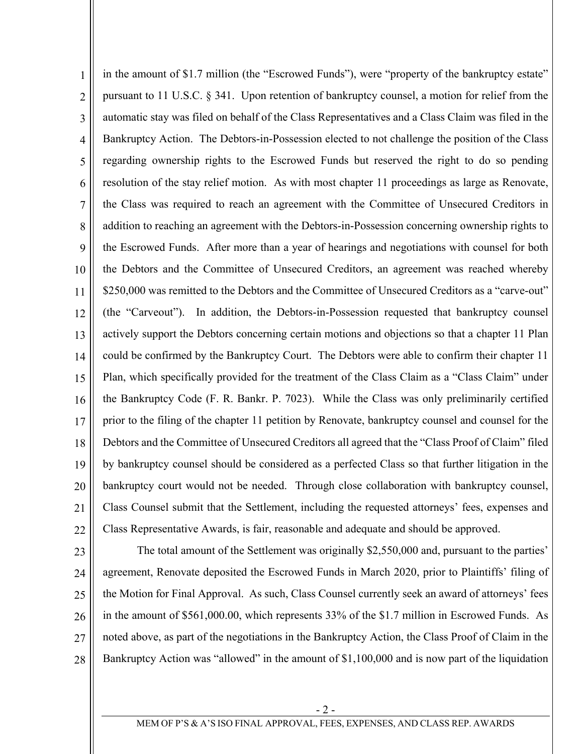in the amount of $1.7 million (the "Escrowed Funds"), were "property of the bankruptcy estate" pursuant to 11 U.S.C. § 341. Upon retention of bankruptcy counsel, a motion for relief from the automatic stay was filed on behalf of the Class Representatives and a Class Claim was filed in the Bankruptcy Action. The Debtors-in-Possession elected to not challenge the position of the Class regarding ownership rights to the Escrowed Funds but reserved the right to do so pending resolution of the stay relief motion. As with most chapter 11 proceedings as large as Renovate, the Class was required to reach an agreement with the Committee of Unsecured Creditors in addition to reaching an agreement with the Debtors-in-Possession concerning ownership rights to the Escrowed Funds. After more than a year of hearings and negotiations with counsel for both the Debtors and the Committee of Unsecured Creditors, an agreement was reached whereby $250,000 was remitted to the Debtors and the Committee of Unsecured Creditors as a "carve-out" (the "Carveout"). In addition, the Debtors-in-Possession requested that bankruptcy counsel actively support the Debtors concerning certain motions and objections so that a chapter 11 Plan could be confirmed by the Bankruptcy Court. The Debtors were able to confirm their chapter 11 Plan, which specifically provided for the treatment of the Class Claim as a "Class Claim" under the Bankruptcy Code (F. R. Bankr. P. 7023). While the Class was only preliminarily certified prior to the filing of the chapter 11 petition by Renovate, bankruptcy counsel and counsel for the Debtors and the Committee of Unsecured Creditors all agreed that the "Class Proof of Claim" filed by bankruptcy counsel should be considered as a perfected Class so that further litigation in the bankruptcy court would not be needed. Through close collaboration with bankruptcy counsel, Class Counsel submit that the Settlement, including the requested attorneys' fees, expenses and Class Representative Awards, is fair, reasonable and adequate and should be approved.

The total amount of the Settlement was originally $2,550,000 and, pursuant to the parties' agreement, Renovate deposited the Escrowed Funds in March 2020, prior to Plaintiffs' filing of the Motion for Final Approval. As such, Class Counsel currently seek an award of attorneys' fees in the amount of $561,000.00, which represents 33% of the $1.7 million in Escrowed Funds. As noted above, as part of the negotiations in the Bankruptcy Action, the Class Proof of Claim in the Bankruptcy Action was "allowed" in the amount of $1,100,000 and is now part of the liquidation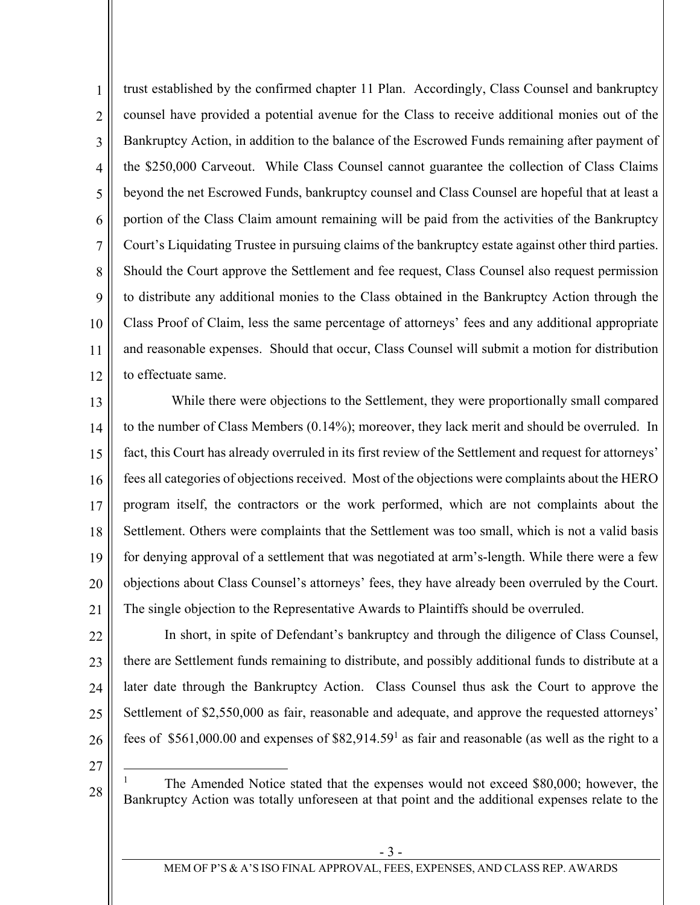trust established by the confirmed chapter 11 Plan. Accordingly, Class Counsel and bankruptcy counsel have provided a potential avenue for the Class to receive additional monies out of the Bankruptcy Action, in addition to the balance of the Escrowed Funds remaining after payment of the $250,000 Carveout. While Class Counsel cannot guarantee the collection of Class Claims beyond the net Escrowed Funds, bankruptcy counsel and Class Counsel are hopeful that at least a portion of the Class Claim amount remaining will be paid from the activities of the Bankruptcy Court's Liquidating Trustee in pursuing claims of the bankruptcy estate against other third parties. Should the Court approve the Settlement and fee request, Class Counsel also request permission to distribute any additional monies to the Class obtained in the Bankruptcy Action through the Class Proof of Claim, less the same percentage of attorneys' fees and any additional appropriate and reasonable expenses. Should that occur, Class Counsel will submit a motion for distribution to effectuate same.

While there were objections to the Settlement, they were proportionally small compared to the number of Class Members (0.14%); moreover, they lack merit and should be overruled. In fact, this Court has already overruled in its first review of the Settlement and request for attorneys' fees all categories of objections received. Most of the objections were complaints about the HERO program itself, the contractors or the work performed, which are not complaints about the Settlement. Others were complaints that the Settlement was too small, which is not a valid basis for denying approval of a settlement that was negotiated at arm's-length. While there were a few objections about Class Counsel's attorneys' fees, they have already been overruled by the Court. The single objection to the Representative Awards to Plaintiffs should be overruled.

In short, in spite of Defendant's bankruptcy and through the diligence of Class Counsel, there are Settlement funds remaining to distribute, and possibly additional funds to distribute at a later date through the Bankruptcy Action. Class Counsel thus ask the Court to approve the Settlement of $2,550,000 as fair, reasonable and adequate, and approve the requested attorneys' fees of $561,000.00 and expenses of $82,914.59[1] as fair and reasonable (as well as the right to a

---

[1] The Amended Notice stated that the expenses would not exceed $80,000; however, the Bankruptcy Action was totally unforeseen at that point and the additional expenses relate to the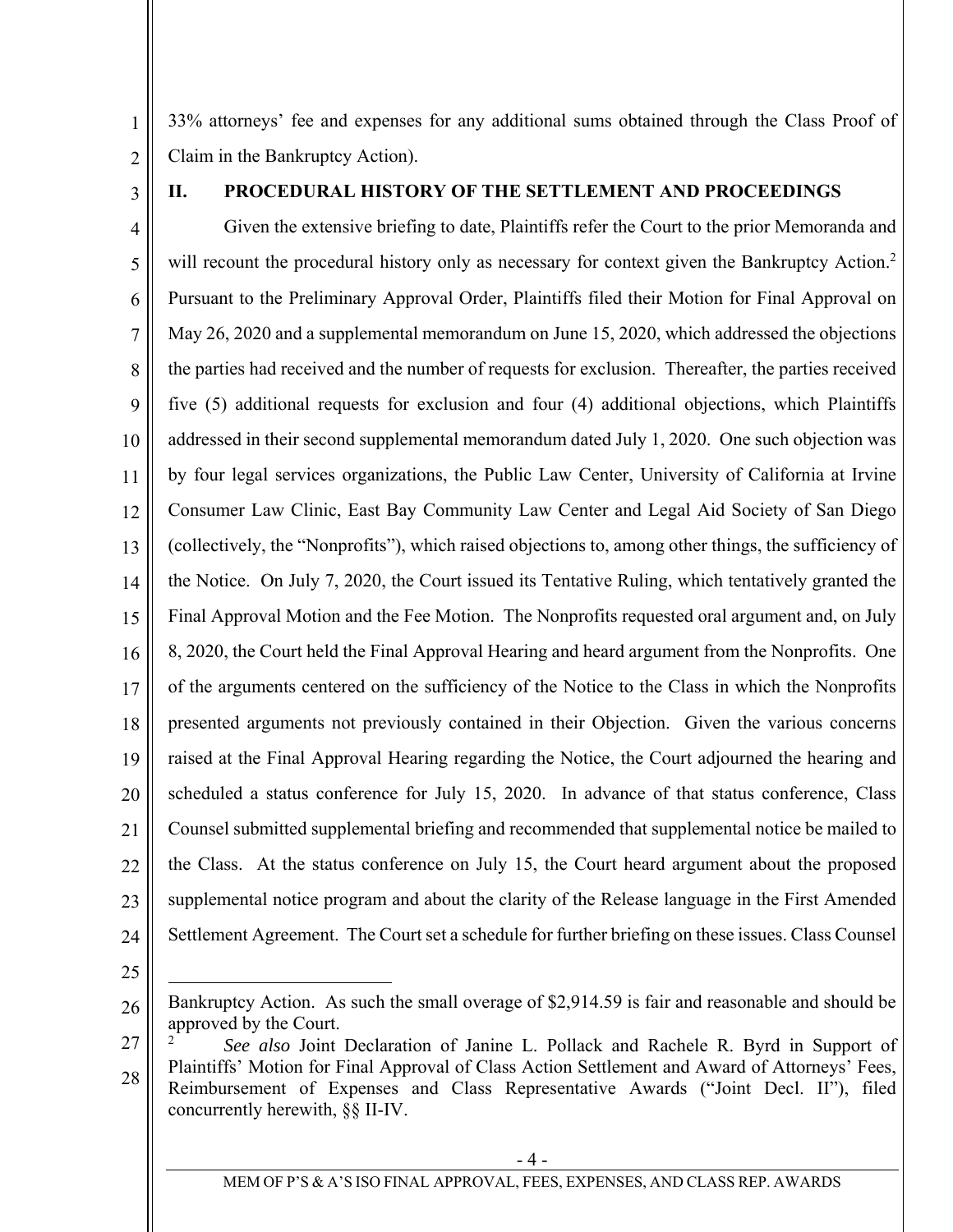33% attorneys' fee and expenses for any additional sums obtained through the Class Proof of Claim in the Bankruptcy Action).

## II. PROCEDURAL HISTORY OF THE SETTLEMENT AND PROCEEDINGS

Given the extensive briefing to date, Plaintiffs refer the Court to the prior Memoranda and will recount the procedural history only as necessary for context given the Bankruptcy Action.[2] Pursuant to the Preliminary Approval Order, Plaintiffs filed their Motion for Final Approval on May 26, 2020 and a supplemental memorandum on June 15, 2020, which addressed the objections the parties had received and the number of requests for exclusion. Thereafter, the parties received five (5) additional requests for exclusion and four (4) additional objections, which Plaintiffs addressed in their second supplemental memorandum dated July 1, 2020. One such objection was by four legal services organizations, the Public Law Center, University of California at Irvine Consumer Law Clinic, East Bay Community Law Center and Legal Aid Society of San Diego (collectively, the "Nonprofits"), which raised objections to, among other things, the sufficiency of the Notice. On July 7, 2020, the Court issued its Tentative Ruling, which tentatively granted the Final Approval Motion and the Fee Motion. The Nonprofits requested oral argument and, on July 8, 2020, the Court held the Final Approval Hearing and heard argument from the Nonprofits. One of the arguments centered on the sufficiency of the Notice to the Class in which the Nonprofits presented arguments not previously contained in their Objection. Given the various concerns raised at the Final Approval Hearing regarding the Notice, the Court adjourned the hearing and scheduled a status conference for July 15, 2020. In advance of that status conference, Class Counsel submitted supplemental briefing and recommended that supplemental notice be mailed to the Class. At the status conference on July 15, the Court heard argument about the proposed supplemental notice program and about the clarity of the Release language in the First Amended Settlement Agreement. The Court set a schedule for further briefing on these issues. Class Counsel

---

Bankruptcy Action. As such the small overage of $2,914.59 is fair and reasonable and should be approved by the Court.

[2] *See also* Joint Declaration of Janine L. Pollack and Rachele R. Byrd in Support of Plaintiffs' Motion for Final Approval of Class Action Settlement and Award of Attorneys' Fees, Reimbursement of Expenses and Class Representative Awards ("Joint Decl. II"), filed concurrently herewith, §§ II-IV.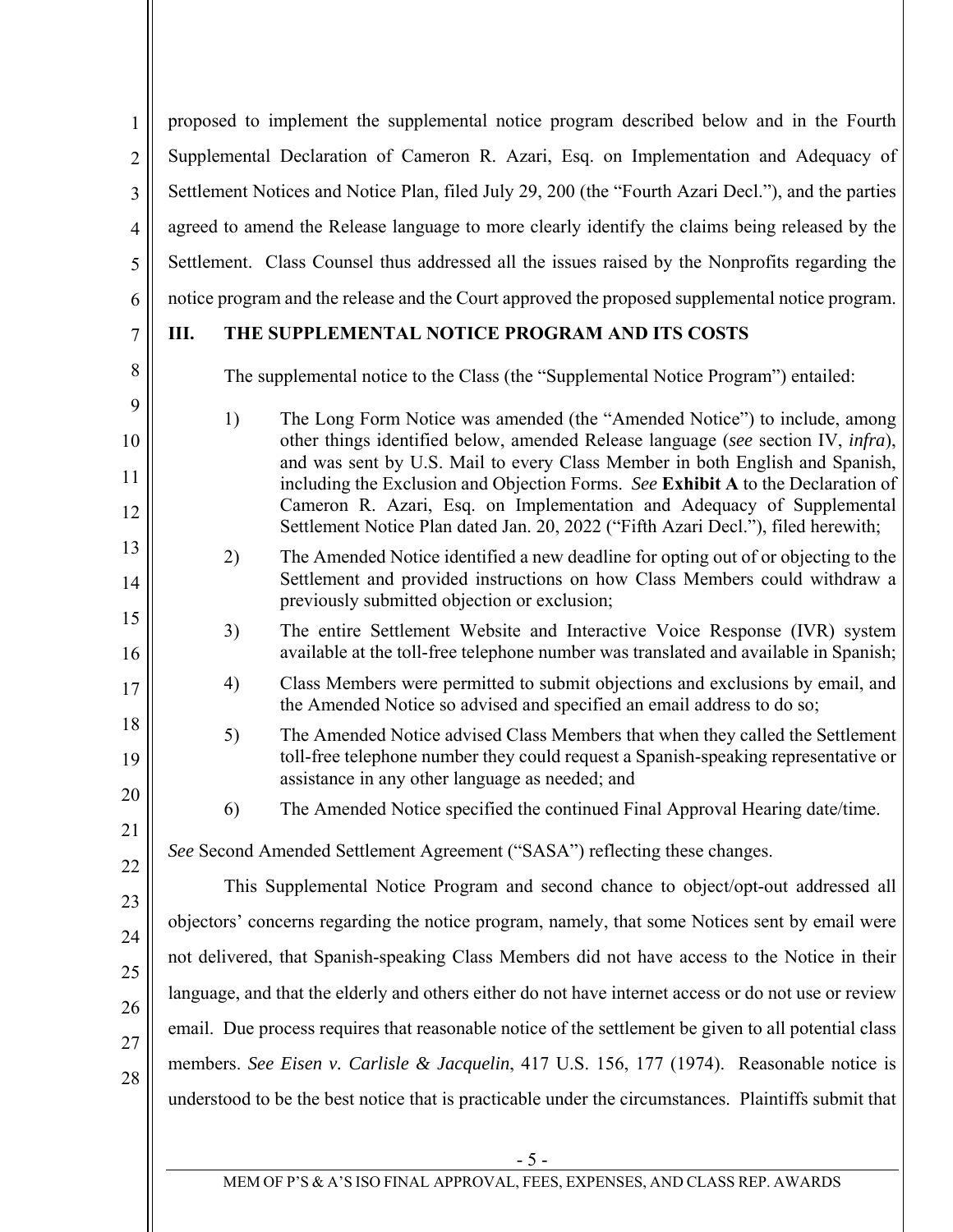proposed to implement the supplemental notice program described below and in the Fourth Supplemental Declaration of Cameron R. Azari, Esq. on Implementation and Adequacy of Settlement Notices and Notice Plan, filed July 29, 200 (the "Fourth Azari Decl."), and the parties agreed to amend the Release language to more clearly identify the claims being released by the Settlement. Class Counsel thus addressed all the issues raised by the Nonprofits regarding the notice program and the release and the Court approved the proposed supplemental notice program.

## III. THE SUPPLEMENTAL NOTICE PROGRAM AND ITS COSTS

The supplemental notice to the Class (the "Supplemental Notice Program") entailed:

1) The Long Form Notice was amended (the "Amended Notice") to include, among other things identified below, amended Release language (*see* section IV, *infra*), and was sent by U.S. Mail to every Class Member in both English and Spanish, including the Exclusion and Objection Forms. *See* **Exhibit A** to the Declaration of Cameron R. Azari, Esq. on Implementation and Adequacy of Supplemental Settlement Notice Plan dated Jan. 20, 2022 ("Fifth Azari Decl."), filed herewith;

2) The Amended Notice identified a new deadline for opting out of or objecting to the Settlement and provided instructions on how Class Members could withdraw a previously submitted objection or exclusion;

3) The entire Settlement Website and Interactive Voice Response (IVR) system available at the toll-free telephone number was translated and available in Spanish;

4) Class Members were permitted to submit objections and exclusions by email, and the Amended Notice so advised and specified an email address to do so;

5) The Amended Notice advised Class Members that when they called the Settlement toll-free telephone number they could request a Spanish-speaking representative or assistance in any other language as needed; and

6) The Amended Notice specified the continued Final Approval Hearing date/time.

*See* Second Amended Settlement Agreement ("SASA") reflecting these changes.

This Supplemental Notice Program and second chance to object/opt-out addressed all objectors' concerns regarding the notice program, namely, that some Notices sent by email were not delivered, that Spanish-speaking Class Members did not have access to the Notice in their language, and that the elderly and others either do not have internet access or do not use or review email. Due process requires that reasonable notice of the settlement be given to all potential class members. *See Eisen v. Carlisle & Jacquelin*, 417 U.S. 156, 177 (1974). Reasonable notice is understood to be the best notice that is practicable under the circumstances. Plaintiffs submit that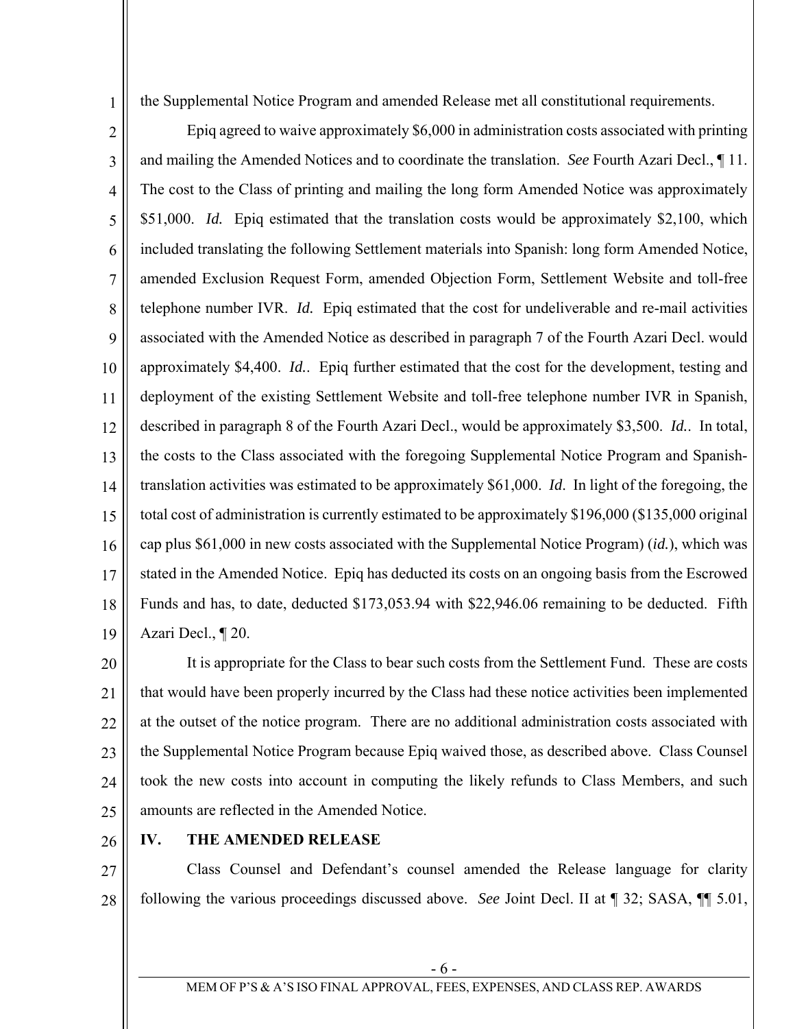the Supplemental Notice Program and amended Release met all constitutional requirements.

Epiq agreed to waive approximately $6,000 in administration costs associated with printing and mailing the Amended Notices and to coordinate the translation. *See* Fourth Azari Decl., ¶ 11. The cost to the Class of printing and mailing the long form Amended Notice was approximately $51,000. *Id.* Epiq estimated that the translation costs would be approximately $2,100, which included translating the following Settlement materials into Spanish: long form Amended Notice, amended Exclusion Request Form, amended Objection Form, Settlement Website and toll-free telephone number IVR. *Id.* Epiq estimated that the cost for undeliverable and re-mail activities associated with the Amended Notice as described in paragraph 7 of the Fourth Azari Decl. would approximately $4,400. *Id.*. Epiq further estimated that the cost for the development, testing and deployment of the existing Settlement Website and toll-free telephone number IVR in Spanish, described in paragraph 8 of the Fourth Azari Decl., would be approximately $3,500. *Id.*. In total, the costs to the Class associated with the foregoing Supplemental Notice Program and Spanish-translation activities was estimated to be approximately $61,000. *Id*. In light of the foregoing, the total cost of administration is currently estimated to be approximately $196,000 ($135,000 original cap plus $61,000 in new costs associated with the Supplemental Notice Program) (*id.*), which was stated in the Amended Notice. Epiq has deducted its costs on an ongoing basis from the Escrowed Funds and has, to date, deducted $173,053.94 with $22,946.06 remaining to be deducted. Fifth Azari Decl., ¶ 20.

It is appropriate for the Class to bear such costs from the Settlement Fund. These are costs that would have been properly incurred by the Class had these notice activities been implemented at the outset of the notice program. There are no additional administration costs associated with the Supplemental Notice Program because Epiq waived those, as described above. Class Counsel took the new costs into account in computing the likely refunds to Class Members, and such amounts are reflected in the Amended Notice.

## IV. THE AMENDED RELEASE

Class Counsel and Defendant's counsel amended the Release language for clarity following the various proceedings discussed above. *See* Joint Decl. II at ¶ 32; SASA, ¶¶ 5.01,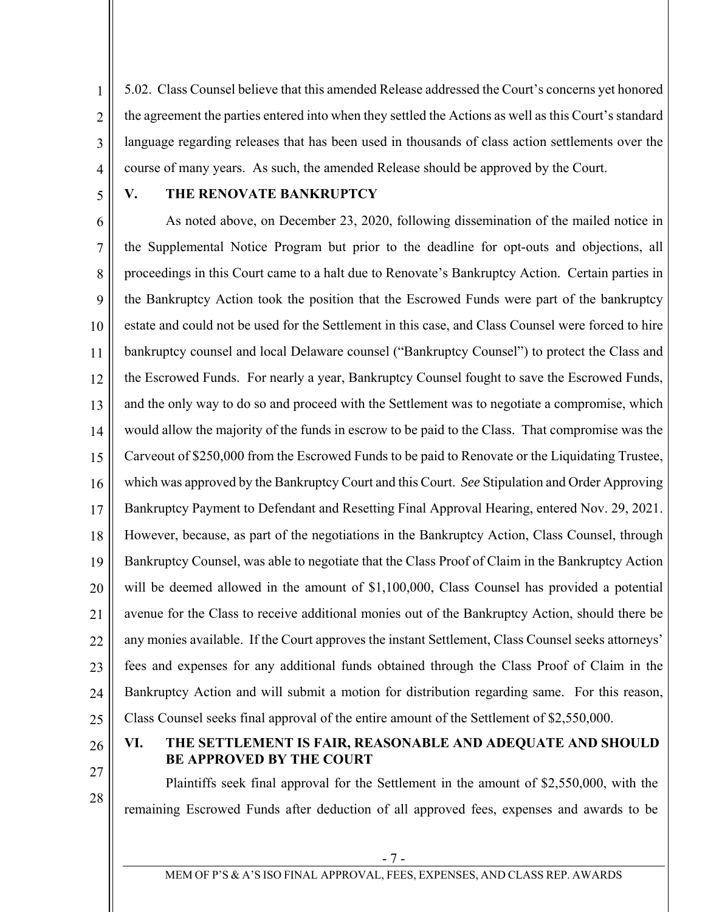5.02. Class Counsel believe that this amended Release addressed the Court's concerns yet honored the agreement the parties entered into when they settled the Actions as well as this Court's standard language regarding releases that has been used in thousands of class action settlements over the course of many years. As such, the amended Release should be approved by the Court.

## V. THE RENOVATE BANKRUPTCY

As noted above, on December 23, 2020, following dissemination of the mailed notice in the Supplemental Notice Program but prior to the deadline for opt-outs and objections, all proceedings in this Court came to a halt due to Renovate's Bankruptcy Action. Certain parties in the Bankruptcy Action took the position that the Escrowed Funds were part of the bankruptcy estate and could not be used for the Settlement in this case, and Class Counsel were forced to hire bankruptcy counsel and local Delaware counsel ("Bankruptcy Counsel") to protect the Class and the Escrowed Funds. For nearly a year, Bankruptcy Counsel fought to save the Escrowed Funds, and the only way to do so and proceed with the Settlement was to negotiate a compromise, which would allow the majority of the funds in escrow to be paid to the Class. That compromise was the Carveout of $250,000 from the Escrowed Funds to be paid to Renovate or the Liquidating Trustee, which was approved by the Bankruptcy Court and this Court. *See* Stipulation and Order Approving Bankruptcy Payment to Defendant and Resetting Final Approval Hearing, entered Nov. 29, 2021. However, because, as part of the negotiations in the Bankruptcy Action, Class Counsel, through Bankruptcy Counsel, was able to negotiate that the Class Proof of Claim in the Bankruptcy Action will be deemed allowed in the amount of $1,100,000, Class Counsel has provided a potential avenue for the Class to receive additional monies out of the Bankruptcy Action, should there be any monies available. If the Court approves the instant Settlement, Class Counsel seeks attorneys' fees and expenses for any additional funds obtained through the Class Proof of Claim in the Bankruptcy Action and will submit a motion for distribution regarding same. For this reason, Class Counsel seeks final approval of the entire amount of the Settlement of $2,550,000.

## VI. THE SETTLEMENT IS FAIR, REASONABLE AND ADEQUATE AND SHOULD BE APPROVED BY THE COURT

Plaintiffs seek final approval for the Settlement in the amount of $2,550,000, with the remaining Escrowed Funds after deduction of all approved fees, expenses and awards to be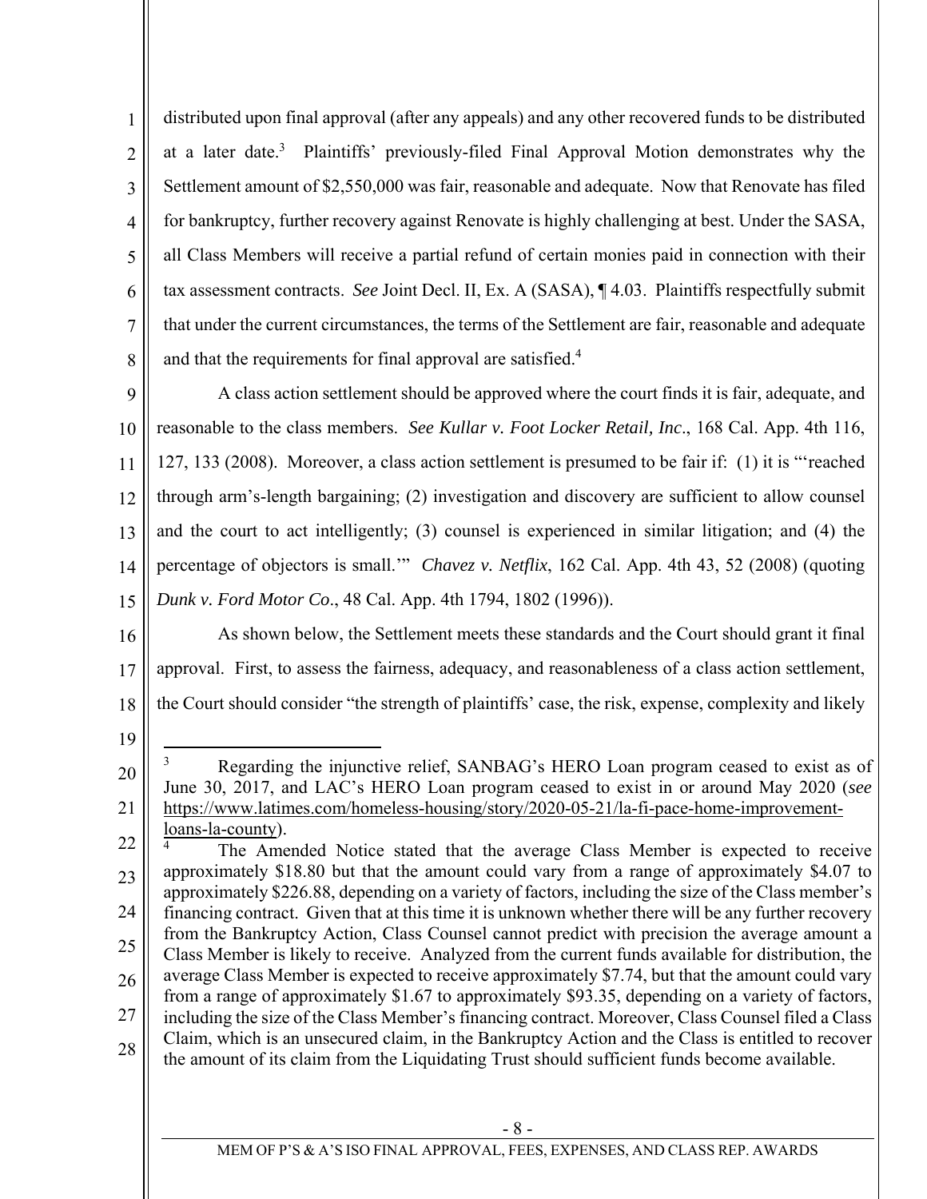distributed upon final approval (after any appeals) and any other recovered funds to be distributed at a later date.[3] Plaintiffs' previously-filed Final Approval Motion demonstrates why the Settlement amount of $2,550,000 was fair, reasonable and adequate. Now that Renovate has filed for bankruptcy, further recovery against Renovate is highly challenging at best. Under the SASA, all Class Members will receive a partial refund of certain monies paid in connection with their tax assessment contracts. *See* Joint Decl. II, Ex. A (SASA), ¶ 4.03. Plaintiffs respectfully submit that under the current circumstances, the terms of the Settlement are fair, reasonable and adequate and that the requirements for final approval are satisfied.[4]

A class action settlement should be approved where the court finds it is fair, adequate, and reasonable to the class members. *See Kullar v. Foot Locker Retail, Inc*., 168 Cal. App. 4th 116, 127, 133 (2008). Moreover, a class action settlement is presumed to be fair if: (1) it is "'reached through arm's-length bargaining; (2) investigation and discovery are sufficient to allow counsel and the court to act intelligently; (3) counsel is experienced in similar litigation; and (4) the percentage of objectors is small.'" *Chavez v. Netflix*, 162 Cal. App. 4th 43, 52 (2008) (quoting *Dunk v. Ford Motor Co*., 48 Cal. App. 4th 1794, 1802 (1996)).

As shown below, the Settlement meets these standards and the Court should grant it final approval. First, to assess the fairness, adequacy, and reasonableness of a class action settlement, the Court should consider "the strength of plaintiffs' case, the risk, expense, complexity and likely

---

[3] Regarding the injunctive relief, SANBAG's HERO Loan program ceased to exist as of June 30, 2017, and LAC's HERO Loan program ceased to exist in or around May 2020 (*see* https://www.latimes.com/homeless-housing/story/2020-05-21/la-fi-pace-home-improvement-loans-la-county).

[4] The Amended Notice stated that the average Class Member is expected to receive approximately $18.80 but that the amount could vary from a range of approximately $4.07 to approximately $226.88, depending on a variety of factors, including the size of the Class member's financing contract. Given that at this time it is unknown whether there will be any further recovery from the Bankruptcy Action, Class Counsel cannot predict with precision the average amount a Class Member is likely to receive. Analyzed from the current funds available for distribution, the average Class Member is expected to receive approximately $7.74, but that the amount could vary from a range of approximately $1.67 to approximately $93.35, depending on a variety of factors, including the size of the Class Member's financing contract. Moreover, Class Counsel filed a Class Claim, which is an unsecured claim, in the Bankruptcy Action and the Class is entitled to recover the amount of its claim from the Liquidating Trust should sufficient funds become available.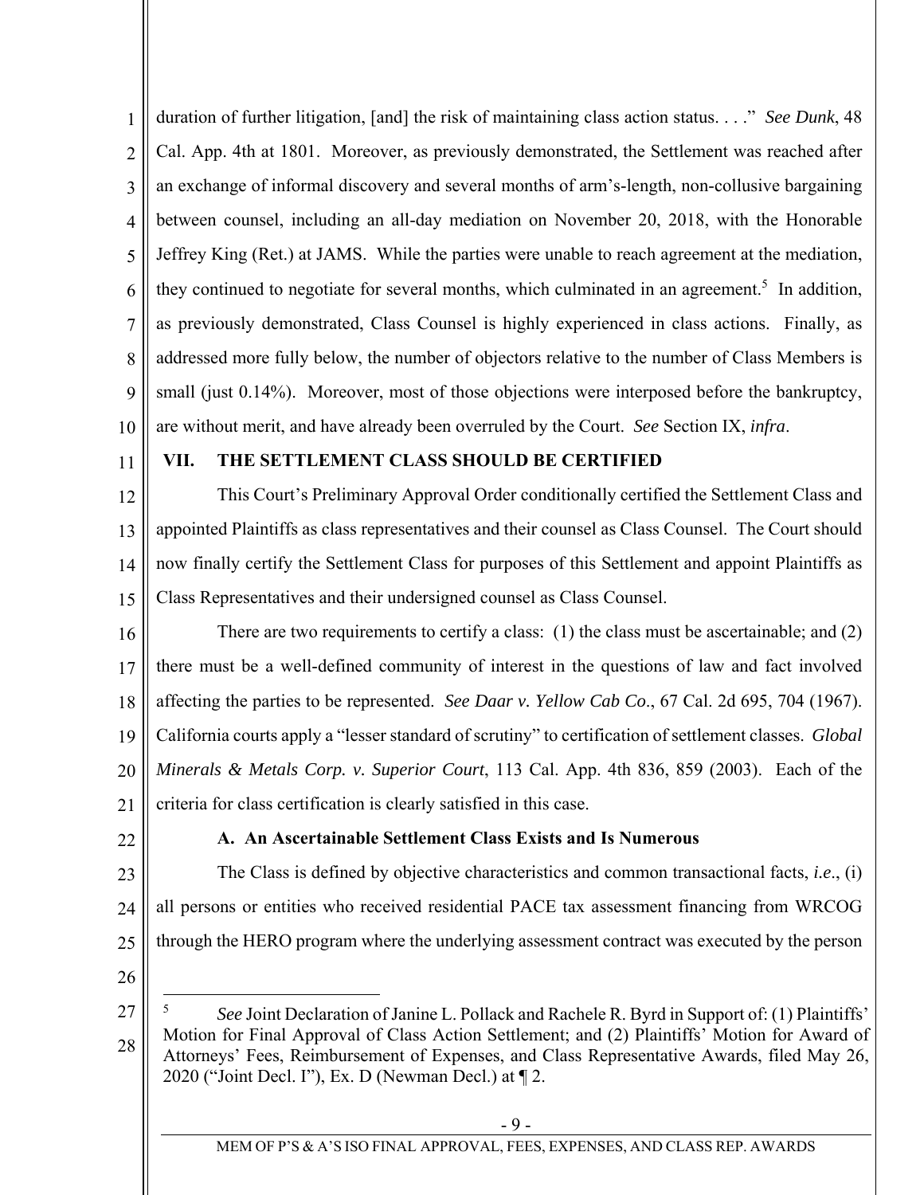duration of further litigation, [and] the risk of maintaining class action status. . . ." *See Dunk*, 48 Cal. App. 4th at 1801. Moreover, as previously demonstrated, the Settlement was reached after an exchange of informal discovery and several months of arm's-length, non-collusive bargaining between counsel, including an all-day mediation on November 20, 2018, with the Honorable Jeffrey King (Ret.) at JAMS. While the parties were unable to reach agreement at the mediation, they continued to negotiate for several months, which culminated in an agreement.[5] In addition, as previously demonstrated, Class Counsel is highly experienced in class actions. Finally, as addressed more fully below, the number of objectors relative to the number of Class Members is small (just 0.14%). Moreover, most of those objections were interposed before the bankruptcy, are without merit, and have already been overruled by the Court. *See* Section IX, *infra*.

## VII. THE SETTLEMENT CLASS SHOULD BE CERTIFIED

This Court's Preliminary Approval Order conditionally certified the Settlement Class and appointed Plaintiffs as class representatives and their counsel as Class Counsel. The Court should now finally certify the Settlement Class for purposes of this Settlement and appoint Plaintiffs as Class Representatives and their undersigned counsel as Class Counsel.

There are two requirements to certify a class: (1) the class must be ascertainable; and (2) there must be a well-defined community of interest in the questions of law and fact involved affecting the parties to be represented. *See Daar v. Yellow Cab Co*., 67 Cal. 2d 695, 704 (1967). California courts apply a "lesser standard of scrutiny" to certification of settlement classes. *Global Minerals & Metals Corp. v. Superior Court*, 113 Cal. App. 4th 836, 859 (2003). Each of the criteria for class certification is clearly satisfied in this case.

### A. An Ascertainable Settlement Class Exists and Is Numerous

The Class is defined by objective characteristics and common transactional facts, *i.e*., (i) all persons or entities who received residential PACE tax assessment financing from WRCOG through the HERO program where the underlying assessment contract was executed by the person

---

[5] *See* Joint Declaration of Janine L. Pollack and Rachele R. Byrd in Support of: (1) Plaintiffs' Motion for Final Approval of Class Action Settlement; and (2) Plaintiffs' Motion for Award of Attorneys' Fees, Reimbursement of Expenses, and Class Representative Awards, filed May 26, 2020 ("Joint Decl. I"), Ex. D (Newman Decl.) at ¶ 2.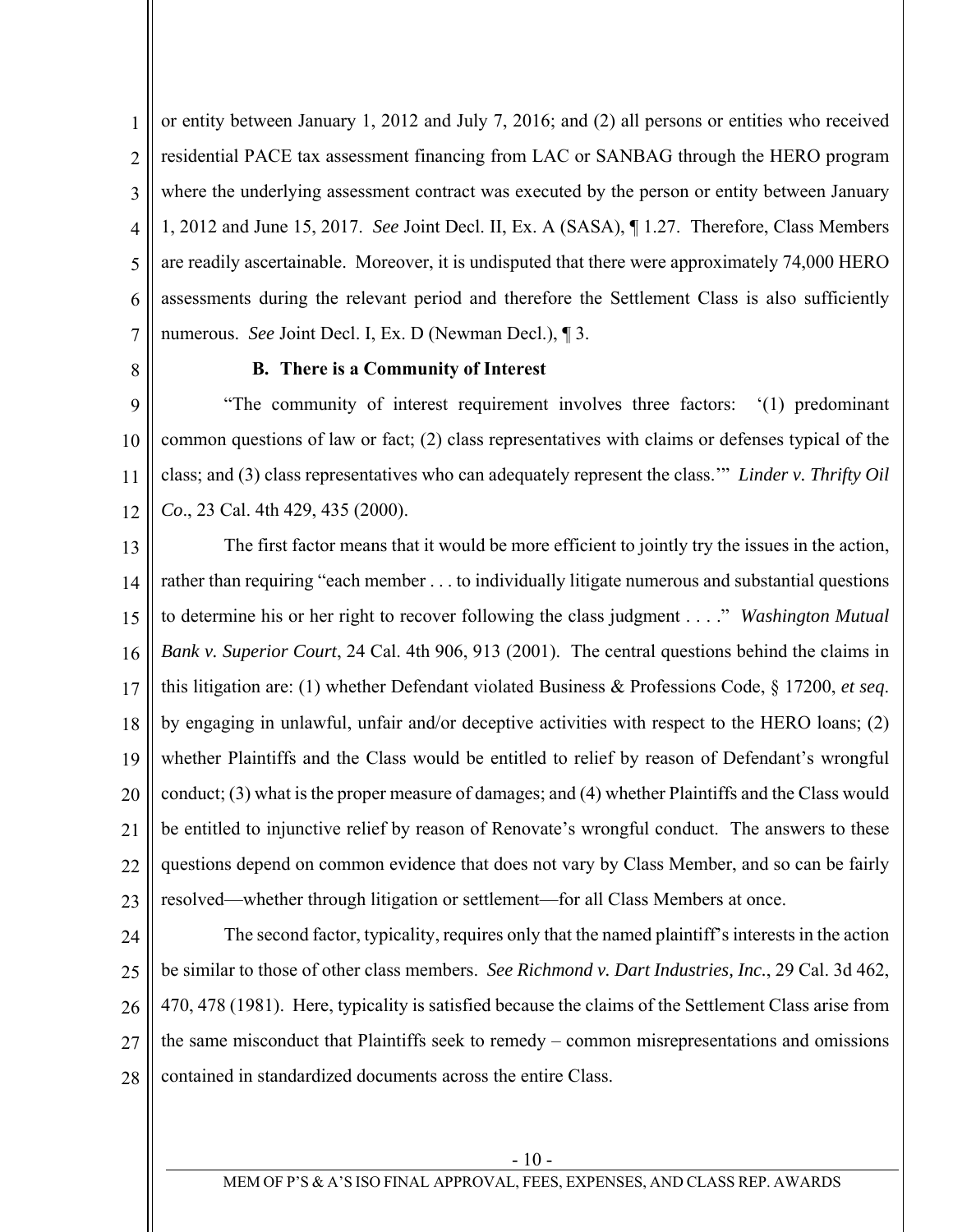or entity between January 1, 2012 and July 7, 2016; and (2) all persons or entities who received residential PACE tax assessment financing from LAC or SANBAG through the HERO program where the underlying assessment contract was executed by the person or entity between January 1, 2012 and June 15, 2017. *See* Joint Decl. II, Ex. A (SASA), ¶ 1.27. Therefore, Class Members are readily ascertainable. Moreover, it is undisputed that there were approximately 74,000 HERO assessments during the relevant period and therefore the Settlement Class is also sufficiently numerous. *See* Joint Decl. I, Ex. D (Newman Decl.), ¶ 3.

**B. There is a Community of Interest**

"The community of interest requirement involves three factors: '(1) predominant common questions of law or fact; (2) class representatives with claims or defenses typical of the class; and (3) class representatives who can adequately represent the class.'" *Linder v. Thrifty Oil Co*., 23 Cal. 4th 429, 435 (2000).

The first factor means that it would be more efficient to jointly try the issues in the action, rather than requiring "each member . . . to individually litigate numerous and substantial questions to determine his or her right to recover following the class judgment . . . ." *Washington Mutual Bank v. Superior Court*, 24 Cal. 4th 906, 913 (2001). The central questions behind the claims in this litigation are: (1) whether Defendant violated Business & Professions Code, § 17200, *et seq*. by engaging in unlawful, unfair and/or deceptive activities with respect to the HERO loans; (2) whether Plaintiffs and the Class would be entitled to relief by reason of Defendant's wrongful conduct; (3) what is the proper measure of damages; and (4) whether Plaintiffs and the Class would be entitled to injunctive relief by reason of Renovate's wrongful conduct. The answers to these questions depend on common evidence that does not vary by Class Member, and so can be fairly resolved—whether through litigation or settlement—for all Class Members at once.

The second factor, typicality, requires only that the named plaintiff's interests in the action be similar to those of other class members. *See Richmond v. Dart Industries, Inc.*, 29 Cal. 3d 462, 470, 478 (1981). Here, typicality is satisfied because the claims of the Settlement Class arise from the same misconduct that Plaintiffs seek to remedy – common misrepresentations and omissions contained in standardized documents across the entire Class.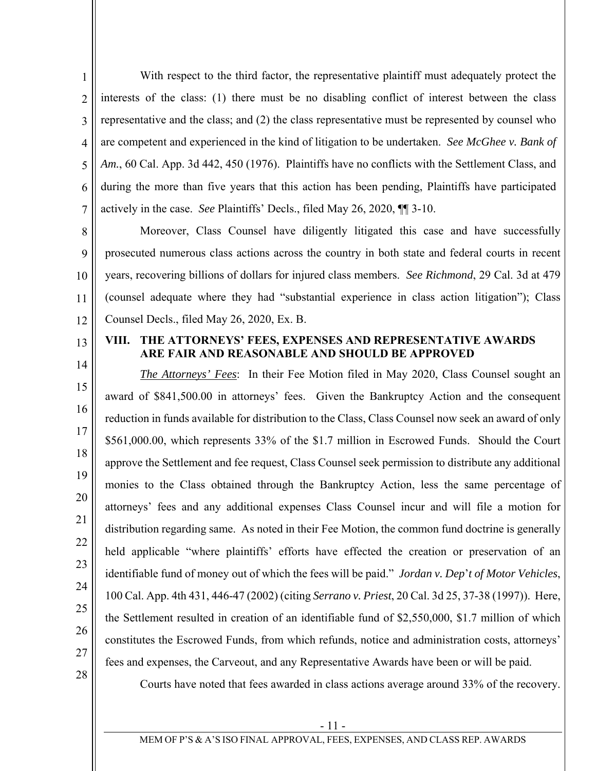With respect to the third factor, the representative plaintiff must adequately protect the interests of the class: (1) there must be no disabling conflict of interest between the class representative and the class; and (2) the class representative must be represented by counsel who are competent and experienced in the kind of litigation to be undertaken. *See McGhee v. Bank of Am.*, 60 Cal. App. 3d 442, 450 (1976). Plaintiffs have no conflicts with the Settlement Class, and during the more than five years that this action has been pending, Plaintiffs have participated actively in the case. *See* Plaintiffs' Decls., filed May 26, 2020, ¶¶ 3-10.

Moreover, Class Counsel have diligently litigated this case and have successfully prosecuted numerous class actions across the country in both state and federal courts in recent years, recovering billions of dollars for injured class members. *See Richmond*, 29 Cal. 3d at 479 (counsel adequate where they had "substantial experience in class action litigation"); Class Counsel Decls., filed May 26, 2020, Ex. B.

## VIII. THE ATTORNEYS' FEES, EXPENSES AND REPRESENTATIVE AWARDS ARE FAIR AND REASONABLE AND SHOULD BE APPROVED

***The Attorneys' Fees***: In their Fee Motion filed in May 2020, Class Counsel sought an award of $841,500.00 in attorneys' fees. Given the Bankruptcy Action and the consequent reduction in funds available for distribution to the Class, Class Counsel now seek an award of only $561,000.00, which represents 33% of the $1.7 million in Escrowed Funds. Should the Court approve the Settlement and fee request, Class Counsel seek permission to distribute any additional monies to the Class obtained through the Bankruptcy Action, less the same percentage of attorneys' fees and any additional expenses Class Counsel incur and will file a motion for distribution regarding same. As noted in their Fee Motion, the common fund doctrine is generally held applicable "where plaintiffs' efforts have effected the creation or preservation of an identifiable fund of money out of which the fees will be paid." *Jordan v. Dep't of Motor Vehicles*, 100 Cal. App. 4th 431, 446-47 (2002) (citing *Serrano v. Priest*, 20 Cal. 3d 25, 37-38 (1997)). Here, the Settlement resulted in creation of an identifiable fund of $2,550,000, $1.7 million of which constitutes the Escrowed Funds, from which refunds, notice and administration costs, attorneys' fees and expenses, the Carveout, and any Representative Awards have been or will be paid.

Courts have noted that fees awarded in class actions average around 33% of the recovery.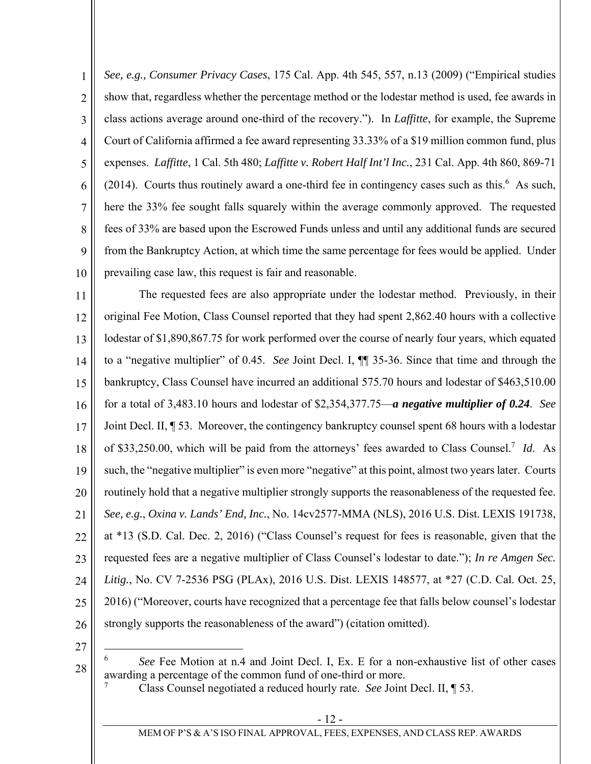*See, e.g., Consumer Privacy Cases*, 175 Cal. App. 4th 545, 557, n.13 (2009) ("Empirical studies show that, regardless whether the percentage method or the lodestar method is used, fee awards in class actions average around one-third of the recovery."). In *Laffitte*, for example, the Supreme Court of California affirmed a fee award representing 33.33% of a $19 million common fund, plus expenses. *Laffitte*, 1 Cal. 5th 480; *Laffitte v. Robert Half Int'l Inc.*, 231 Cal. App. 4th 860, 869-71 (2014). Courts thus routinely award a one-third fee in contingency cases such as this.[6] As such, here the 33% fee sought falls squarely within the average commonly approved. The requested fees of 33% are based upon the Escrowed Funds unless and until any additional funds are secured from the Bankruptcy Action, at which time the same percentage for fees would be applied. Under prevailing case law, this request is fair and reasonable.

The requested fees are also appropriate under the lodestar method. Previously, in their original Fee Motion, Class Counsel reported that they had spent 2,862.40 hours with a collective lodestar of $1,890,867.75 for work performed over the course of nearly four years, which equated to a "negative multiplier" of 0.45. *See* Joint Decl. I, ¶¶ 35-36. Since that time and through the bankruptcy, Class Counsel have incurred an additional 575.70 hours and lodestar of $463,510.00 for a total of 3,483.10 hours and lodestar of $2,354,377.75—***a negative multiplier of 0.24***. *See* Joint Decl. II, ¶ 53. Moreover, the contingency bankruptcy counsel spent 68 hours with a lodestar of $33,250.00, which will be paid from the attorneys' fees awarded to Class Counsel.[7] *Id.* As such, the "negative multiplier" is even more "negative" at this point, almost two years later. Courts routinely hold that a negative multiplier strongly supports the reasonableness of the requested fee. *See, e.g.*, *Oxina v. Lands' End, Inc.*, No. 14cv2577-MMA (NLS), 2016 U.S. Dist. LEXIS 191738, at *13 (S.D. Cal. Dec. 2, 2016) ("Class Counsel's request for fees is reasonable, given that the requested fees are a negative multiplier of Class Counsel's lodestar to date."); *In re Amgen Sec. Litig.*, No. CV 7-2536 PSG (PLAx), 2016 U.S. Dist. LEXIS 148577, at *27 (C.D. Cal. Oct. 25, 2016) ("Moreover, courts have recognized that a percentage fee that falls below counsel's lodestar strongly supports the reasonableness of the award") (citation omitted).

---

[6] *See* Fee Motion at n.4 and Joint Decl. I, Ex. E for a non-exhaustive list of other cases awarding a percentage of the common fund of one-third or more.

[7] Class Counsel negotiated a reduced hourly rate. *See* Joint Decl. II, ¶ 53.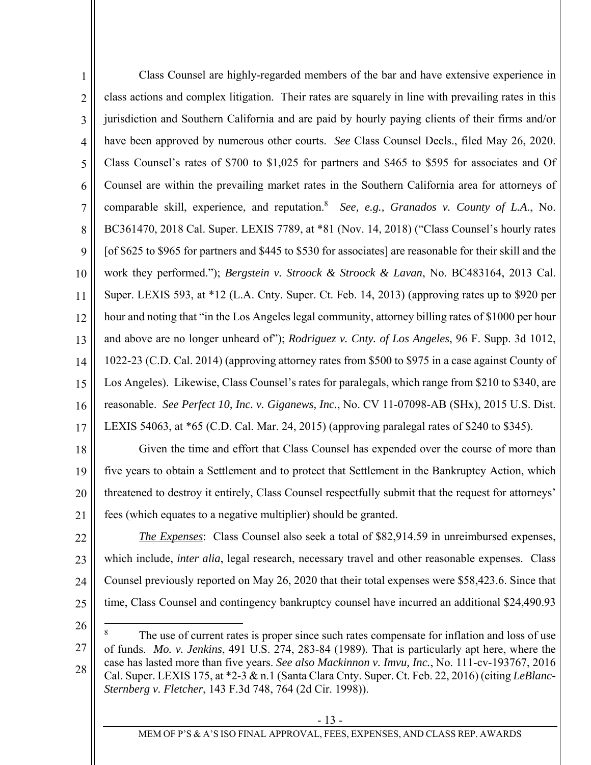Class Counsel are highly-regarded members of the bar and have extensive experience in class actions and complex litigation. Their rates are squarely in line with prevailing rates in this jurisdiction and Southern California and are paid by hourly paying clients of their firms and/or have been approved by numerous other courts. *See* Class Counsel Decls., filed May 26, 2020. Class Counsel's rates of $700 to $1,025 for partners and $465 to $595 for associates and Of Counsel are within the prevailing market rates in the Southern California area for attorneys of comparable skill, experience, and reputation.[8] *See, e.g., Granados v. County of L.A.*, No. BC361470, 2018 Cal. Super. LEXIS 7789, at *81 (Nov. 14, 2018) ("Class Counsel's hourly rates [of $625 to $965 for partners and $445 to $530 for associates] are reasonable for their skill and the work they performed."); *Bergstein v. Stroock & Stroock & Lavan*, No. BC483164, 2013 Cal. Super. LEXIS 593, at *12 (L.A. Cnty. Super. Ct. Feb. 14, 2013) (approving rates up to $920 per hour and noting that "in the Los Angeles legal community, attorney billing rates of $1000 per hour and above are no longer unheard of"); *Rodriguez v. Cnty. of Los Angeles*, 96 F. Supp. 3d 1012, 1022-23 (C.D. Cal. 2014) (approving attorney rates from $500 to $975 in a case against County of Los Angeles). Likewise, Class Counsel's rates for paralegals, which range from $210 to $340, are reasonable. *See Perfect 10, Inc. v. Giganews, Inc.*, No. CV 11-07098-AB (SHx), 2015 U.S. Dist. LEXIS 54063, at *65 (C.D. Cal. Mar. 24, 2015) (approving paralegal rates of $240 to $345).

Given the time and effort that Class Counsel has expended over the course of more than five years to obtain a Settlement and to protect that Settlement in the Bankruptcy Action, which threatened to destroy it entirely, Class Counsel respectfully submit that the request for attorneys' fees (which equates to a negative multiplier) should be granted.

*The Expenses*: Class Counsel also seek a total of $82,914.59 in unreimbursed expenses, which include, *inter alia*, legal research, necessary travel and other reasonable expenses. Class Counsel previously reported on May 26, 2020 that their total expenses were $58,423.6. Since that time, Class Counsel and contingency bankruptcy counsel have incurred an additional $24,490.93

---

[8] The use of current rates is proper since such rates compensate for inflation and loss of use of funds. *Mo. v. Jenkins*, 491 U.S. 274, 283-84 (1989). That is particularly apt here, where the case has lasted more than five years. *See also Mackinnon v. Imvu, Inc.*, No. 111-cv-193767, 2016 Cal. Super. LEXIS 175, at *2-3 & n.1 (Santa Clara Cnty. Super. Ct. Feb. 22, 2016) (citing *LeBlanc-Sternberg v. Fletcher*, 143 F.3d 748, 764 (2d Cir. 1998)).

MEM OF P'S & A'S ISO FINAL APPROVAL, FEES, EXPENSES, AND CLASS REP. AWARDS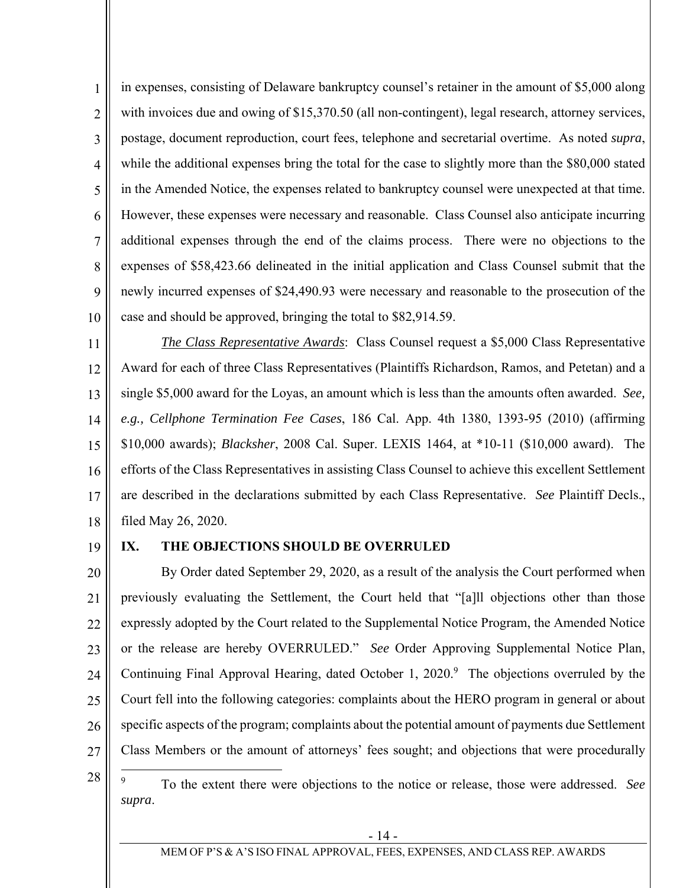in expenses, consisting of Delaware bankruptcy counsel's retainer in the amount of $5,000 along with invoices due and owing of $15,370.50 (all non-contingent), legal research, attorney services, postage, document reproduction, court fees, telephone and secretarial overtime. As noted *supra*, while the additional expenses bring the total for the case to slightly more than the $80,000 stated in the Amended Notice, the expenses related to bankruptcy counsel were unexpected at that time. However, these expenses were necessary and reasonable. Class Counsel also anticipate incurring additional expenses through the end of the claims process. There were no objections to the expenses of $58,423.66 delineated in the initial application and Class Counsel submit that the newly incurred expenses of $24,490.93 were necessary and reasonable to the prosecution of the case and should be approved, bringing the total to $82,914.59.

*The Class Representative Awards*: Class Counsel request a $5,000 Class Representative Award for each of three Class Representatives (Plaintiffs Richardson, Ramos, and Petetan) and a single $5,000 award for the Loyas, an amount which is less than the amounts often awarded. *See, e.g., Cellphone Termination Fee Cases*, 186 Cal. App. 4th 1380, 1393-95 (2010) (affirming $10,000 awards); *Blacksher*, 2008 Cal. Super. LEXIS 1464, at *10-11 ($10,000 award). The efforts of the Class Representatives in assisting Class Counsel to achieve this excellent Settlement are described in the declarations submitted by each Class Representative. *See* Plaintiff Decls., filed May 26, 2020.

## IX. THE OBJECTIONS SHOULD BE OVERRULED

By Order dated September 29, 2020, as a result of the analysis the Court performed when previously evaluating the Settlement, the Court held that "[a]ll objections other than those expressly adopted by the Court related to the Supplemental Notice Program, the Amended Notice or the release are hereby OVERRULED." *See* Order Approving Supplemental Notice Plan, Continuing Final Approval Hearing, dated October 1, 2020.[9] The objections overruled by the Court fell into the following categories: complaints about the HERO program in general or about specific aspects of the program; complaints about the potential amount of payments due Settlement Class Members or the amount of attorneys' fees sought; and objections that were procedurally

[9] To the extent there were objections to the notice or release, those were addressed. *See supra*.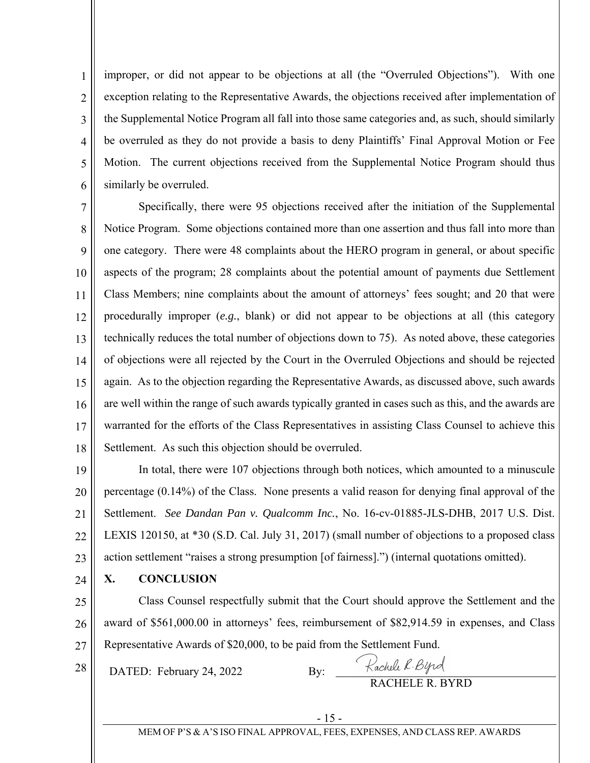improper, or did not appear to be objections at all (the "Overruled Objections"). With one exception relating to the Representative Awards, the objections received after implementation of the Supplemental Notice Program all fall into those same categories and, as such, should similarly be overruled as they do not provide a basis to deny Plaintiffs' Final Approval Motion or Fee Motion. The current objections received from the Supplemental Notice Program should thus similarly be overruled.

Specifically, there were 95 objections received after the initiation of the Supplemental Notice Program. Some objections contained more than one assertion and thus fall into more than one category. There were 48 complaints about the HERO program in general, or about specific aspects of the program; 28 complaints about the potential amount of payments due Settlement Class Members; nine complaints about the amount of attorneys' fees sought; and 20 that were procedurally improper (*e.g.*, blank) or did not appear to be objections at all (this category technically reduces the total number of objections down to 75). As noted above, these categories of objections were all rejected by the Court in the Overruled Objections and should be rejected again. As to the objection regarding the Representative Awards, as discussed above, such awards are well within the range of such awards typically granted in cases such as this, and the awards are warranted for the efforts of the Class Representatives in assisting Class Counsel to achieve this Settlement. As such this objection should be overruled.

In total, there were 107 objections through both notices, which amounted to a minuscule percentage (0.14%) of the Class. None presents a valid reason for denying final approval of the Settlement. *See Dandan Pan v. Qualcomm Inc.*, No. 16-cv-01885-JLS-DHB, 2017 U.S. Dist. LEXIS 120150, at *30 (S.D. Cal. July 31, 2017) (small number of objections to a proposed class action settlement "raises a strong presumption [of fairness].") (internal quotations omitted).

## X. CONCLUSION

Class Counsel respectfully submit that the Court should approve the Settlement and the award of $561,000.00 in attorneys' fees, reimbursement of $82,914.59 in expenses, and Class Representative Awards of $20,000, to be paid from the Settlement Fund.

DATED: February 24, 2022

By: Rachele R. Byrd

RACHELE R. BYRD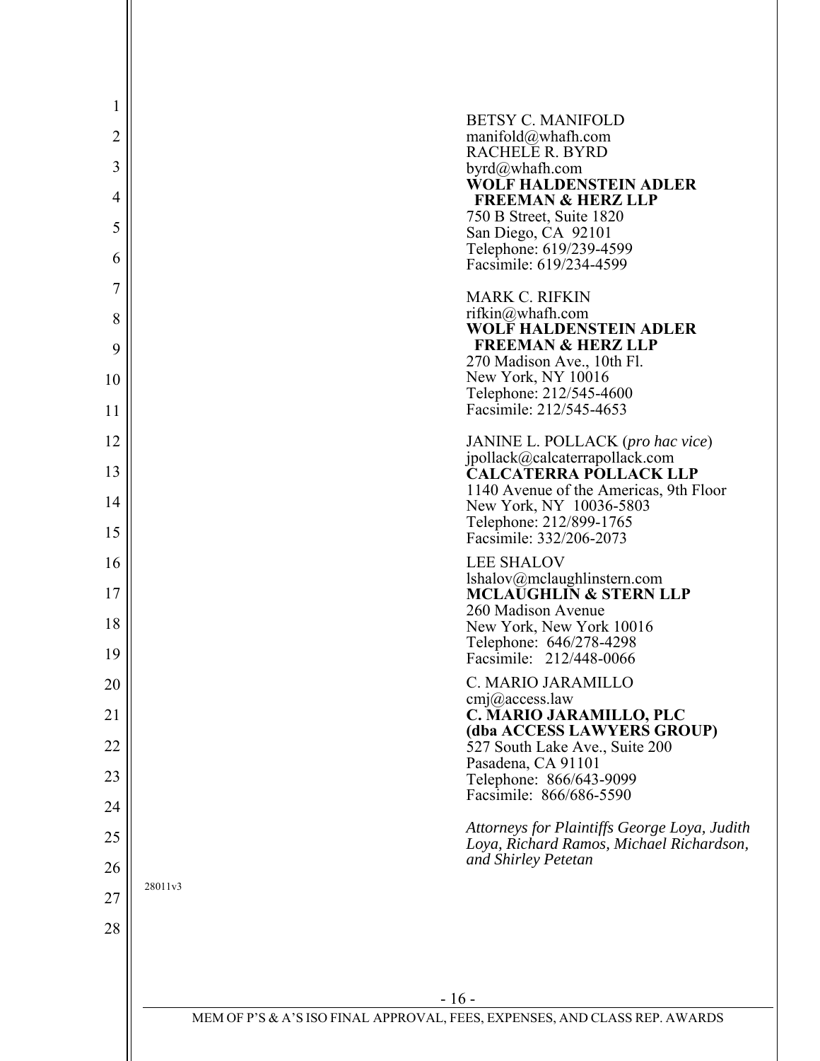BETSY C. MANIFOLD
manifold@whafh.com
RACHELE R. BYRD
byrd@whafh.com
**WOLF HALDENSTEIN ADLER FREEMAN & HERZ LLP**
750 B Street, Suite 1820
San Diego, CA 92101
Telephone: 619/239-4599
Facsimile: 619/234-4599

MARK C. RIFKIN
rifkin@whafh.com
**WOLF HALDENSTEIN ADLER FREEMAN & HERZ LLP**
270 Madison Ave., 10th Fl.
New York, NY 10016
Telephone: 212/545-4600
Facsimile: 212/545-4653

JANINE L. POLLACK (*pro hac vice*)
jpollack@calcaterrapollack.com
**CALCATERRA POLLACK LLP**
1140 Avenue of the Americas, 9th Floor
New York, NY 10036-5803
Telephone: 212/899-1765
Facsimile: 332/206-2073

LEE SHALOV
lshalov@mclaughlinstern.com
**MCLAUGHLIN & STERN LLP**
260 Madison Avenue
New York, New York 10016
Telephone: 646/278-4298
Facsimile: 212/448-0066

C. MARIO JARAMILLO
cmj@access.law
**C. MARIO JARAMILLO, PLC (dba ACCESS LAWYERS GROUP)**
527 South Lake Ave., Suite 200
Pasadena, CA 91101
Telephone: 866/643-9099
Facsimile: 866/686-5590

*Attorneys for Plaintiffs George Loya, Judith Loya, Richard Ramos, Michael Richardson, and Shirley Petetan*

28011v3